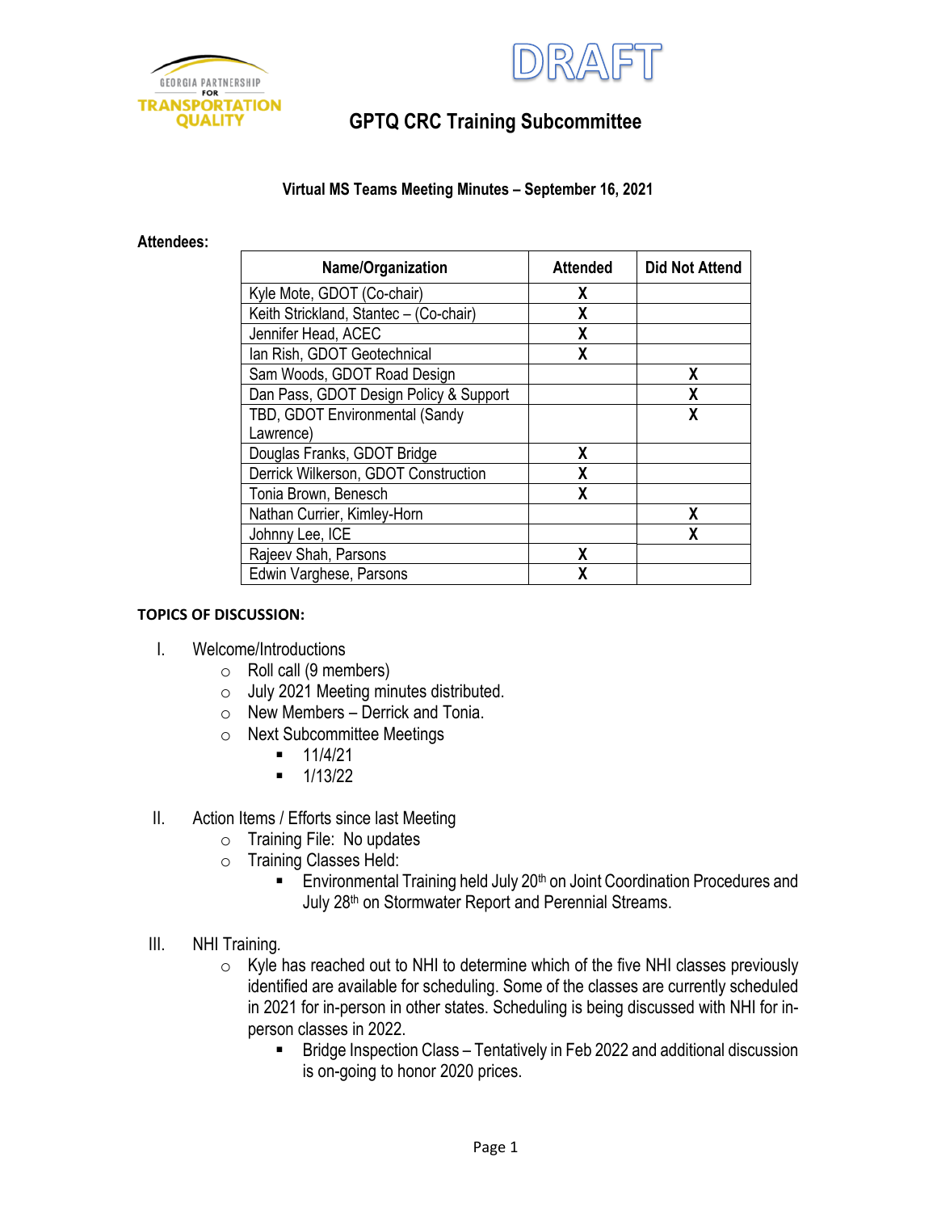GEORGIA PARTNERSHIP FOR TRANSPORTATION QUALITY

DRAFT

# GPTQ CRC Training Subcommittee

**Virtual MS Teams Meeting Minutes – September 16, 2021**

**Attendees:**

| Name/Organization | Attended | Did Not Attend |
|---|---|---|
| Kyle Mote, GDOT (Co-chair) | X | |
| Keith Strickland, Stantec – (Co-chair) | X | |
| Jennifer Head, ACEC | X | |
| Ian Rish, GDOT Geotechnical | X | |
| Sam Woods, GDOT Road Design | | X |
| Dan Pass, GDOT Design Policy & Support | | X |
| TBD, GDOT Environmental (Sandy Lawrence) | | X |
| Douglas Franks, GDOT Bridge | X | |
| Derrick Wilkerson, GDOT Construction | X | |
| Tonia Brown, Benesch | X | |
| Nathan Currier, Kimley-Horn | | X |
| Johnny Lee, ICE | | X |
| Rajeev Shah, Parsons | X | |
| Edwin Varghese, Parsons | X | |

**TOPICS OF DISCUSSION:**

I. Welcome/Introductions
   - Roll call (9 members)
   - July 2021 Meeting minutes distributed.
   - New Members – Derrick and Tonia.
   - Next Subcommittee Meetings
     - 11/4/21
     - 1/13/22

II. Action Items / Efforts since last Meeting
   - Training File: No updates
   - Training Classes Held:
     - Environmental Training held July 20th on Joint Coordination Procedures and July 28th on Stormwater Report and Perennial Streams.

III. NHI Training.
   - Kyle has reached out to NHI to determine which of the five NHI classes previously identified are available for scheduling. Some of the classes are currently scheduled in 2021 for in-person in other states. Scheduling is being discussed with NHI for in-person classes in 2022.
     - Bridge Inspection Class – Tentatively in Feb 2022 and additional discussion is on-going to honor 2020 prices.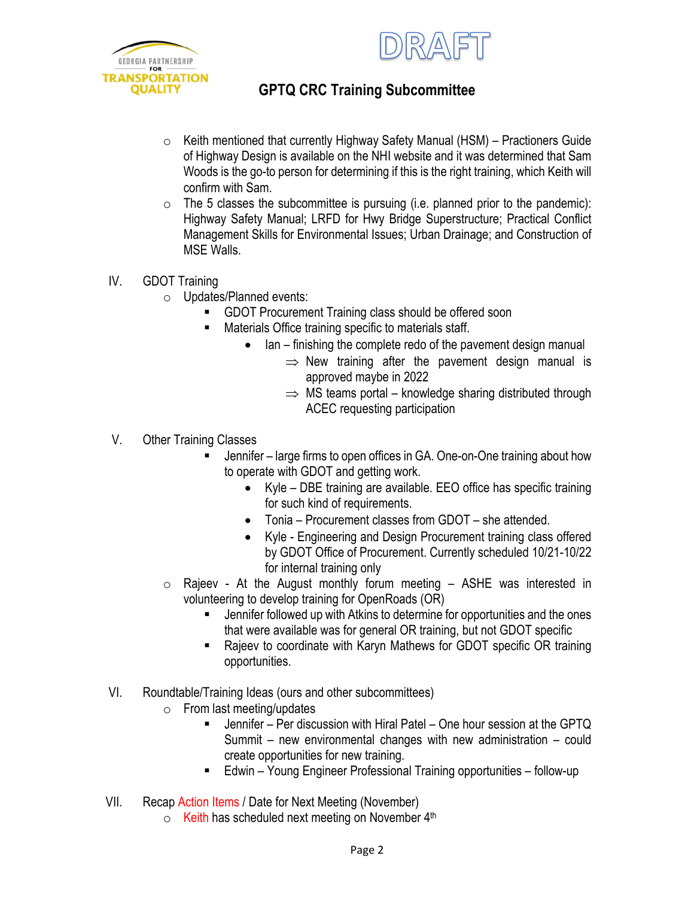- Keith mentioned that currently Highway Safety Manual (HSM) – Practioners Guide of Highway Design is available on the NHI website and it was determined that Sam Woods is the go-to person for determining if this is the right training, which Keith will confirm with Sam.
- The 5 classes the subcommittee is pursuing (i.e. planned prior to the pandemic): Highway Safety Manual; LRFD for Hwy Bridge Superstructure; Practical Conflict Management Skills for Environmental Issues; Urban Drainage; and Construction of MSE Walls.

IV. GDOT Training

- Updates/Planned events:
  - GDOT Procurement Training class should be offered soon
  - Materials Office training specific to materials staff.
    - Ian – finishing the complete redo of the pavement design manual
      - ⇒ New training after the pavement design manual is approved maybe in 2022
      - ⇒ MS teams portal – knowledge sharing distributed through ACEC requesting participation

V. Other Training Classes

  - Jennifer – large firms to open offices in GA. One-on-One training about how to operate with GDOT and getting work.
    - Kyle – DBE training are available. EEO office has specific training for such kind of requirements.
    - Tonia – Procurement classes from GDOT – she attended.
    - Kyle - Engineering and Design Procurement training class offered by GDOT Office of Procurement. Currently scheduled 10/21-10/22 for internal training only
- Rajeev - At the August monthly forum meeting – ASHE was interested in volunteering to develop training for OpenRoads (OR)
  - Jennifer followed up with Atkins to determine for opportunities and the ones that were available was for general OR training, but not GDOT specific
  - Rajeev to coordinate with Karyn Mathews for GDOT specific OR training opportunities.

VI. Roundtable/Training Ideas (ours and other subcommittees)

- From last meeting/updates
  - Jennifer – Per discussion with Hiral Patel – One hour session at the GPTQ Summit – new environmental changes with new administration – could create opportunities for new training.
  - Edwin – Young Engineer Professional Training opportunities – follow-up

VII. Recap Action Items / Date for Next Meeting (November)

- Keith has scheduled next meeting on November 4th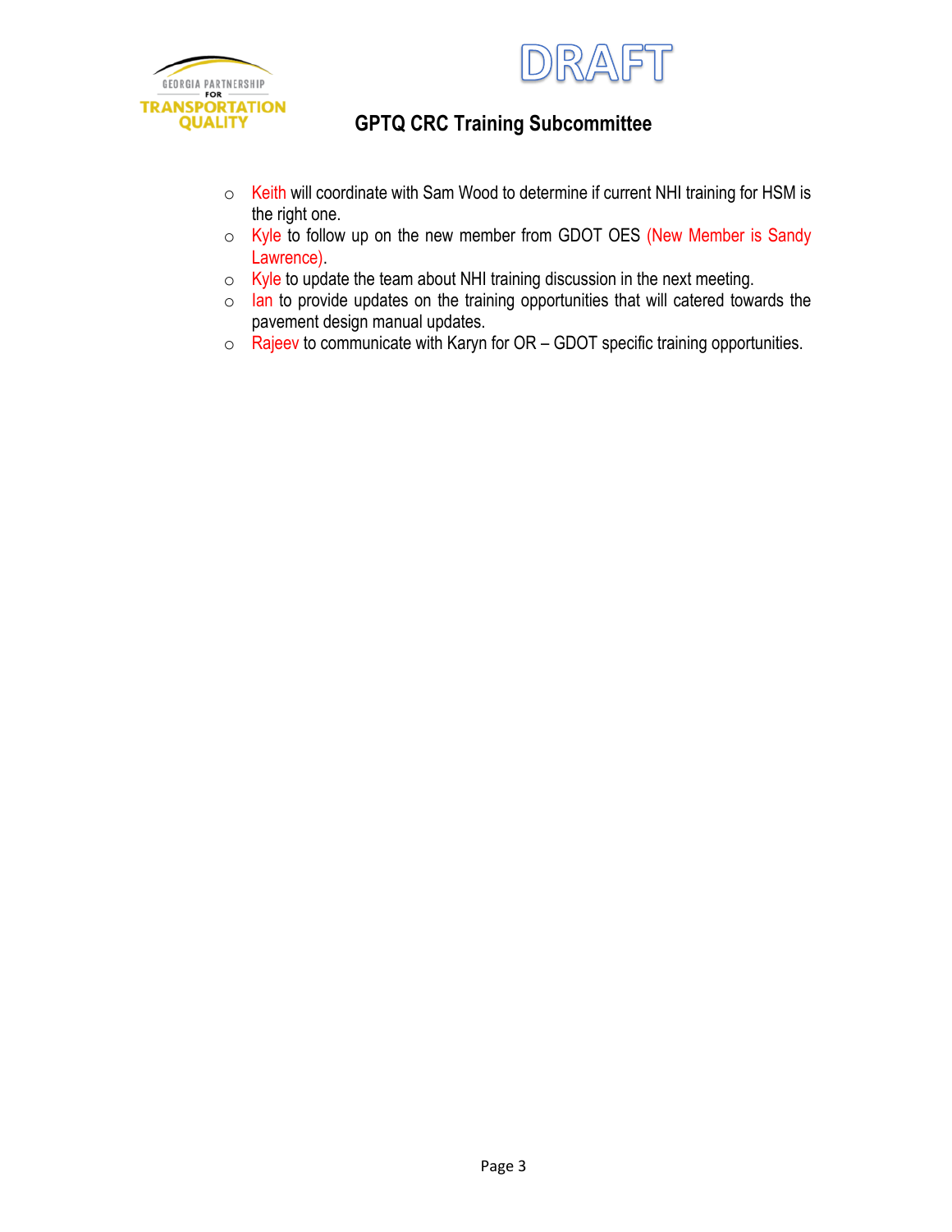- Keith will coordinate with Sam Wood to determine if current NHI training for HSM is the right one.
- Kyle to follow up on the new member from GDOT OES (New Member is Sandy Lawrence).
- Kyle to update the team about NHI training discussion in the next meeting.
- Ian to provide updates on the training opportunities that will catered towards the pavement design manual updates.
- Rajeev to communicate with Karyn for OR – GDOT specific training opportunities.